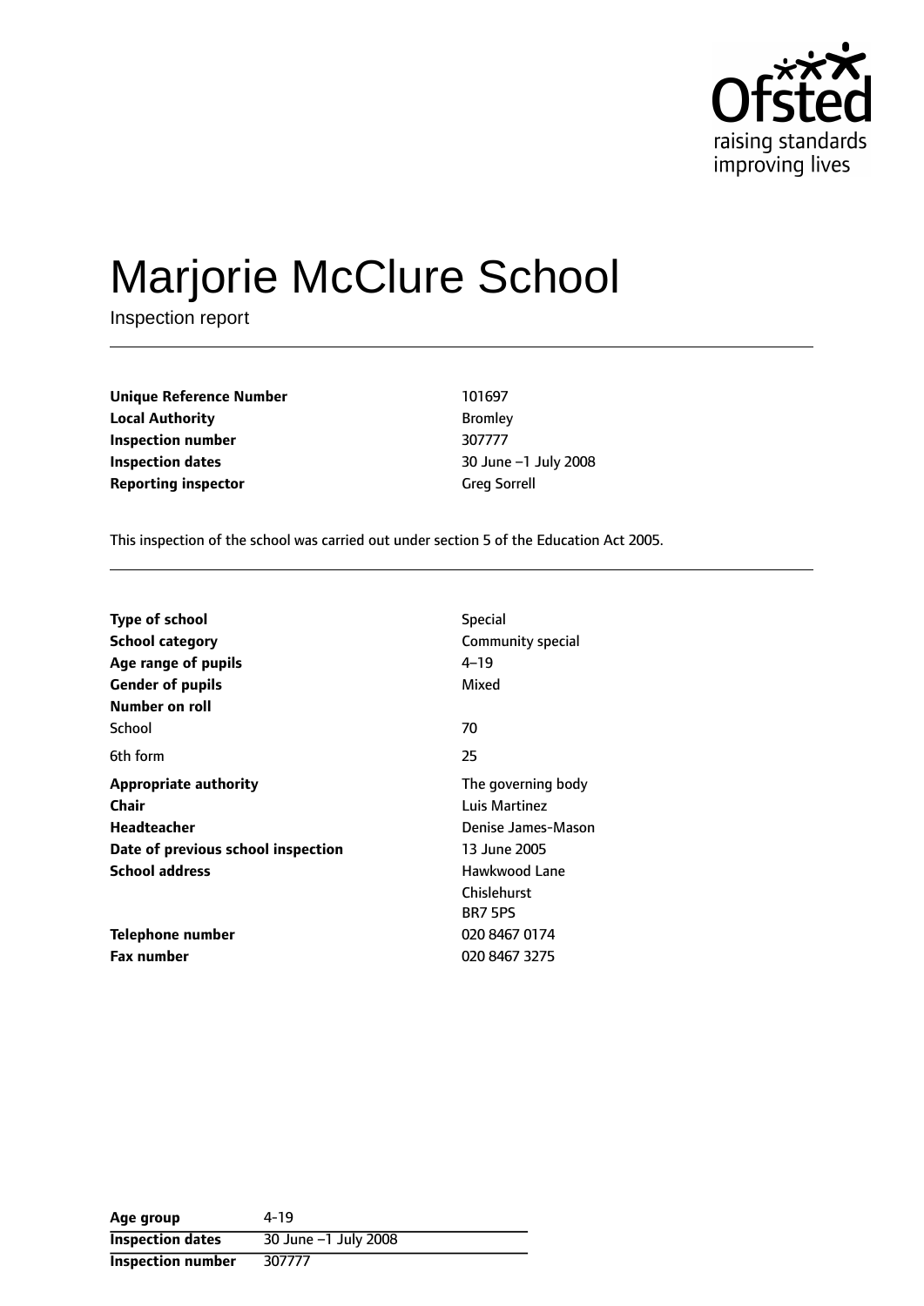# Marjorie McClure School

Inspection report

| | |
|---|---|
| **Unique Reference Number** | 101697 |
| **Local Authority** | Bromley |
| **Inspection number** | 307777 |
| **Inspection dates** | 30 June –1 July 2008 |
| **Reporting inspector** | Greg Sorrell |

This inspection of the school was carried out under section 5 of the Education Act 2005.

| | |
|---|---|
| **Type of school** | Special |
| **School category** | Community special |
| **Age range of pupils** | 4–19 |
| **Gender of pupils** | Mixed |
| **Number on roll** | |
| School | 70 |
| 6th form | 25 |
| **Appropriate authority** | The governing body |
| **Chair** | Luis Martinez |
| **Headteacher** | Denise James-Mason |
| **Date of previous school inspection** | 13 June 2005 |
| **School address** | Hawkwood Lane<br>Chislehurst<br>BR7 5PS |
| **Telephone number** | 020 8467 0174 |
| **Fax number** | 020 8467 3275 |

| | |
|---|---|
| **Age group** | 4-19 |
| **Inspection dates** | 30 June –1 July 2008 |
| **Inspection number** | 307777 |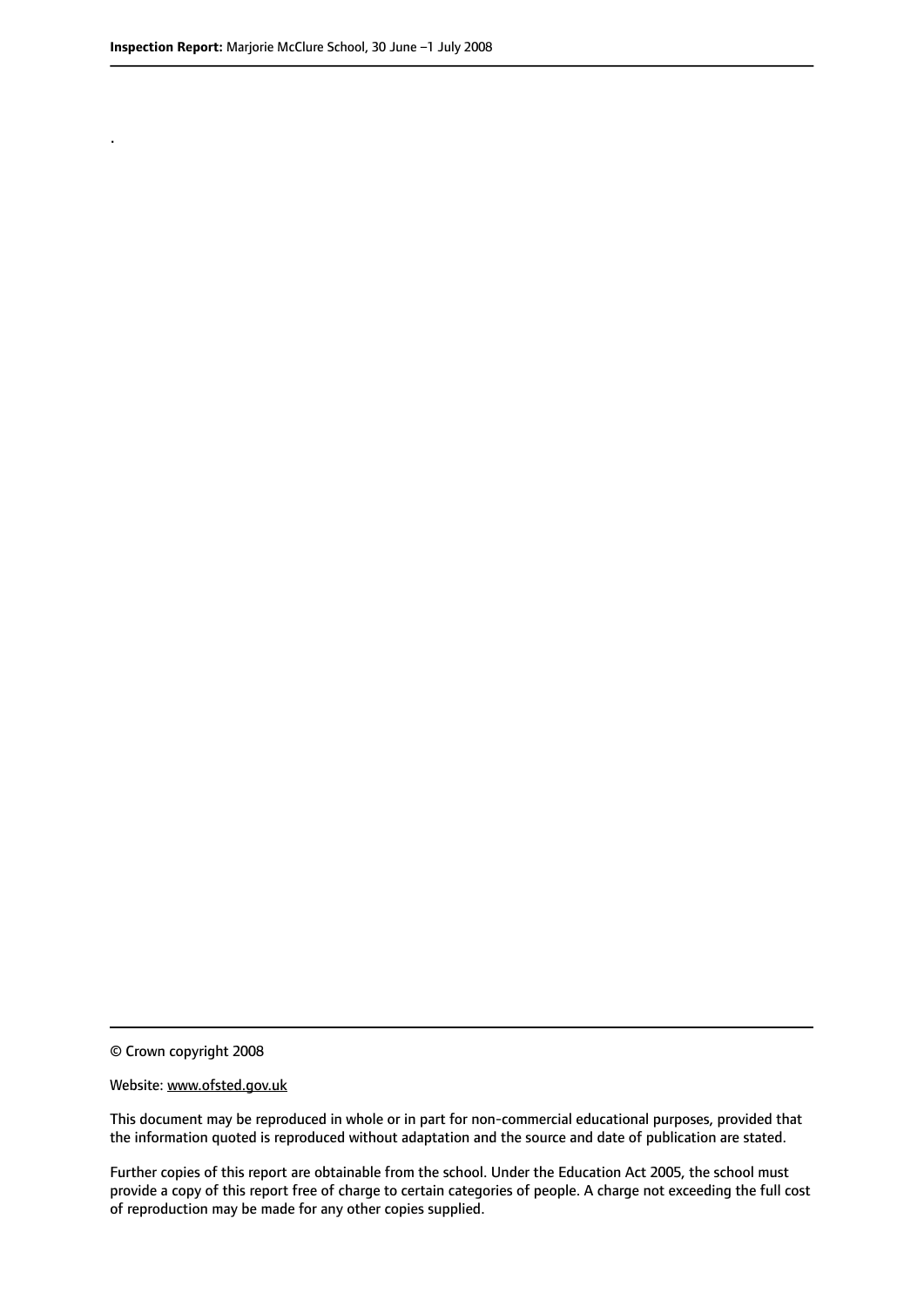.

© Crown copyright 2008

Website: www.ofsted.gov.uk

This document may be reproduced in whole or in part for non-commercial educational purposes, provided that the information quoted is reproduced without adaptation and the source and date of publication are stated.

Further copies of this report are obtainable from the school. Under the Education Act 2005, the school must provide a copy of this report free of charge to certain categories of people. A charge not exceeding the full cost of reproduction may be made for any other copies supplied.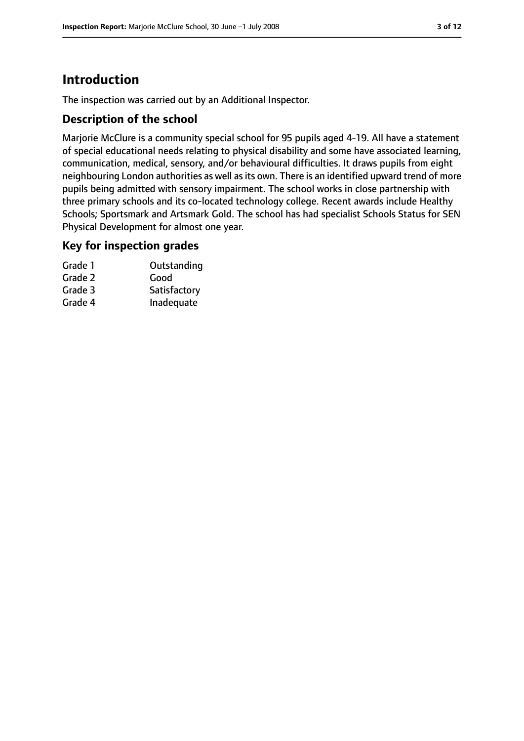# Introduction

The inspection was carried out by an Additional Inspector.

## Description of the school

Marjorie McClure is a community special school for 95 pupils aged 4-19. All have a statement of special educational needs relating to physical disability and some have associated learning, communication, medical, sensory, and/or behavioural difficulties. It draws pupils from eight neighbouring London authorities as well as its own. There is an identified upward trend of more pupils being admitted with sensory impairment. The school works in close partnership with three primary schools and its co-located technology college. Recent awards include Healthy Schools; Sportsmark and Artsmark Gold. The school has had specialist Schools Status for SEN Physical Development for almost one year.

## Key for inspection grades

| | |
|---|---|
| Grade 1 | Outstanding |
| Grade 2 | Good |
| Grade 3 | Satisfactory |
| Grade 4 | Inadequate |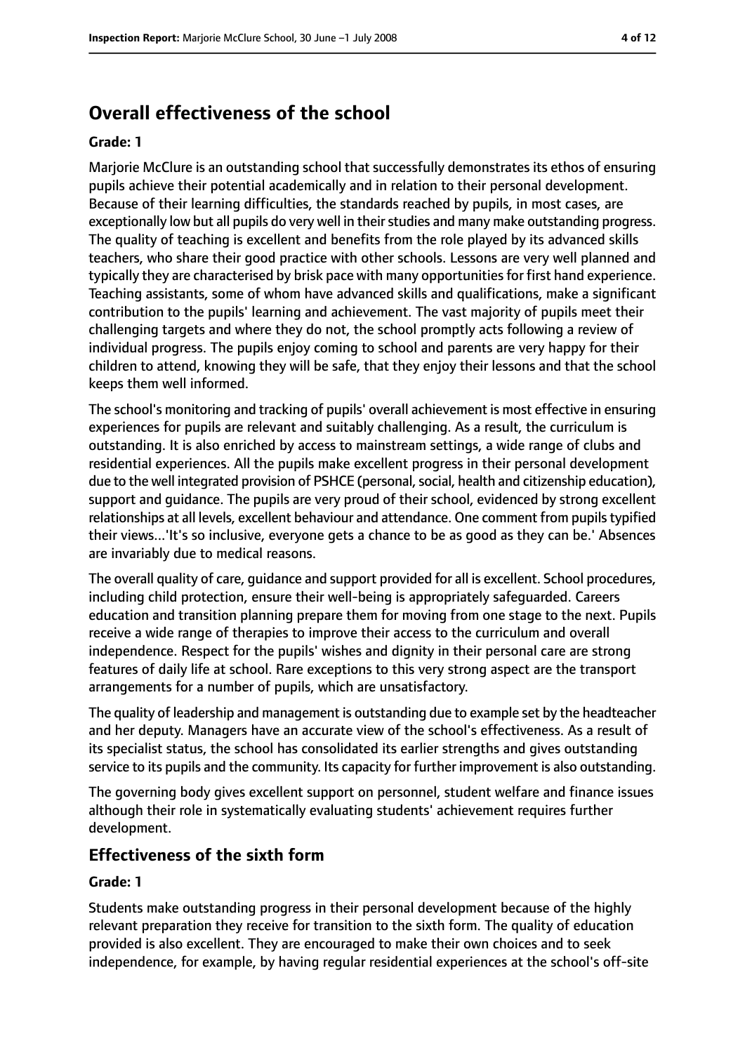## Overall effectiveness of the school

**Grade: 1**

Marjorie McClure is an outstanding school that successfully demonstrates its ethos of ensuring pupils achieve their potential academically and in relation to their personal development. Because of their learning difficulties, the standards reached by pupils, in most cases, are exceptionally low but all pupils do very well in their studies and many make outstanding progress. The quality of teaching is excellent and benefits from the role played by its advanced skills teachers, who share their good practice with other schools. Lessons are very well planned and typically they are characterised by brisk pace with many opportunities for first hand experience. Teaching assistants, some of whom have advanced skills and qualifications, make a significant contribution to the pupils' learning and achievement. The vast majority of pupils meet their challenging targets and where they do not, the school promptly acts following a review of individual progress. The pupils enjoy coming to school and parents are very happy for their children to attend, knowing they will be safe, that they enjoy their lessons and that the school keeps them well informed.

The school's monitoring and tracking of pupils' overall achievement is most effective in ensuring experiences for pupils are relevant and suitably challenging. As a result, the curriculum is outstanding. It is also enriched by access to mainstream settings, a wide range of clubs and residential experiences. All the pupils make excellent progress in their personal development due to the well integrated provision of PSHCE (personal, social, health and citizenship education), support and guidance. The pupils are very proud of their school, evidenced by strong excellent relationships at all levels, excellent behaviour and attendance. One comment from pupils typified their views...'It's so inclusive, everyone gets a chance to be as good as they can be.' Absences are invariably due to medical reasons.

The overall quality of care, guidance and support provided for all is excellent. School procedures, including child protection, ensure their well-being is appropriately safeguarded. Careers education and transition planning prepare them for moving from one stage to the next. Pupils receive a wide range of therapies to improve their access to the curriculum and overall independence. Respect for the pupils' wishes and dignity in their personal care are strong features of daily life at school. Rare exceptions to this very strong aspect are the transport arrangements for a number of pupils, which are unsatisfactory.

The quality of leadership and management is outstanding due to example set by the headteacher and her deputy. Managers have an accurate view of the school's effectiveness. As a result of its specialist status, the school has consolidated its earlier strengths and gives outstanding service to its pupils and the community. Its capacity for further improvement is also outstanding.

The governing body gives excellent support on personnel, student welfare and finance issues although their role in systematically evaluating students' achievement requires further development.

### Effectiveness of the sixth form

**Grade: 1**

Students make outstanding progress in their personal development because of the highly relevant preparation they receive for transition to the sixth form. The quality of education provided is also excellent. They are encouraged to make their own choices and to seek independence, for example, by having regular residential experiences at the school's off-site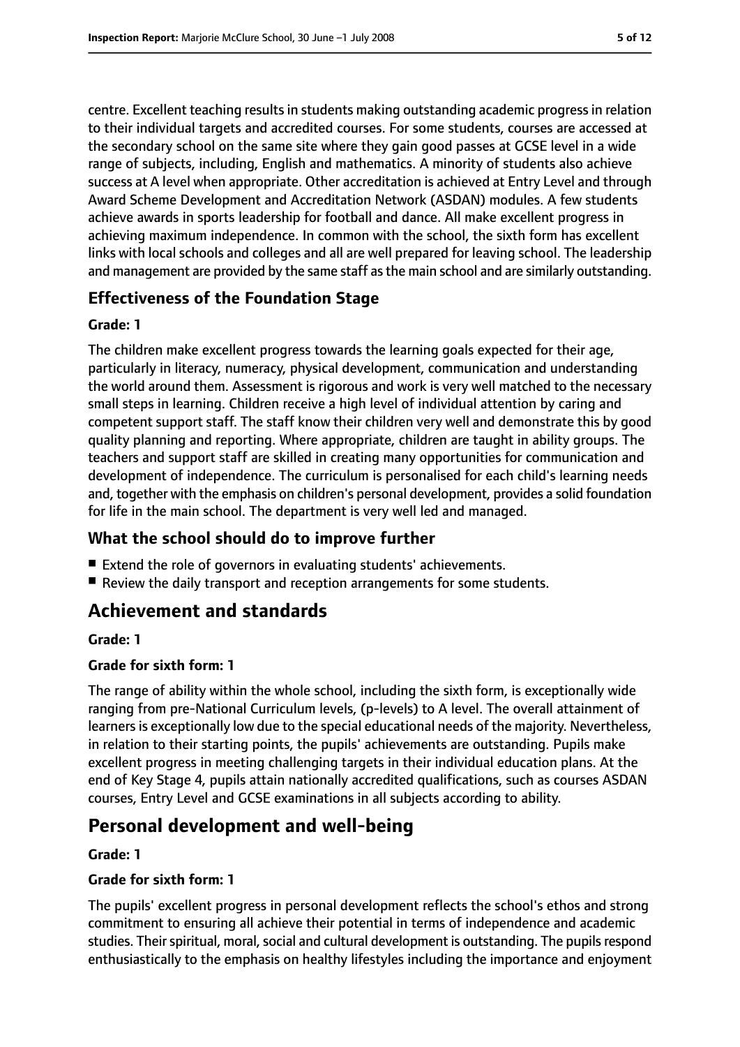centre. Excellent teaching results in students making outstanding academic progress in relation to their individual targets and accredited courses. For some students, courses are accessed at the secondary school on the same site where they gain good passes at GCSE level in a wide range of subjects, including, English and mathematics. A minority of students also achieve success at A level when appropriate. Other accreditation is achieved at Entry Level and through Award Scheme Development and Accreditation Network (ASDAN) modules. A few students achieve awards in sports leadership for football and dance. All make excellent progress in achieving maximum independence. In common with the school, the sixth form has excellent links with local schools and colleges and all are well prepared for leaving school. The leadership and management are provided by the same staff as the main school and are similarly outstanding.

### Effectiveness of the Foundation Stage

#### Grade: 1

The children make excellent progress towards the learning goals expected for their age, particularly in literacy, numeracy, physical development, communication and understanding the world around them. Assessment is rigorous and work is very well matched to the necessary small steps in learning. Children receive a high level of individual attention by caring and competent support staff. The staff know their children very well and demonstrate this by good quality planning and reporting. Where appropriate, children are taught in ability groups. The teachers and support staff are skilled in creating many opportunities for communication and development of independence. The curriculum is personalised for each child's learning needs and, together with the emphasis on children's personal development, provides a solid foundation for life in the main school. The department is very well led and managed.

### What the school should do to improve further

- Extend the role of governors in evaluating students' achievements.
- Review the daily transport and reception arrangements for some students.

## Achievement and standards

#### Grade: 1

#### Grade for sixth form: 1

The range of ability within the whole school, including the sixth form, is exceptionally wide ranging from pre-National Curriculum levels, (p-levels) to A level. The overall attainment of learners is exceptionally low due to the special educational needs of the majority. Nevertheless, in relation to their starting points, the pupils' achievements are outstanding. Pupils make excellent progress in meeting challenging targets in their individual education plans. At the end of Key Stage 4, pupils attain nationally accredited qualifications, such as courses ASDAN courses, Entry Level and GCSE examinations in all subjects according to ability.

## Personal development and well-being

#### Grade: 1

#### Grade for sixth form: 1

The pupils' excellent progress in personal development reflects the school's ethos and strong commitment to ensuring all achieve their potential in terms of independence and academic studies. Their spiritual, moral, social and cultural development is outstanding. The pupils respond enthusiastically to the emphasis on healthy lifestyles including the importance and enjoyment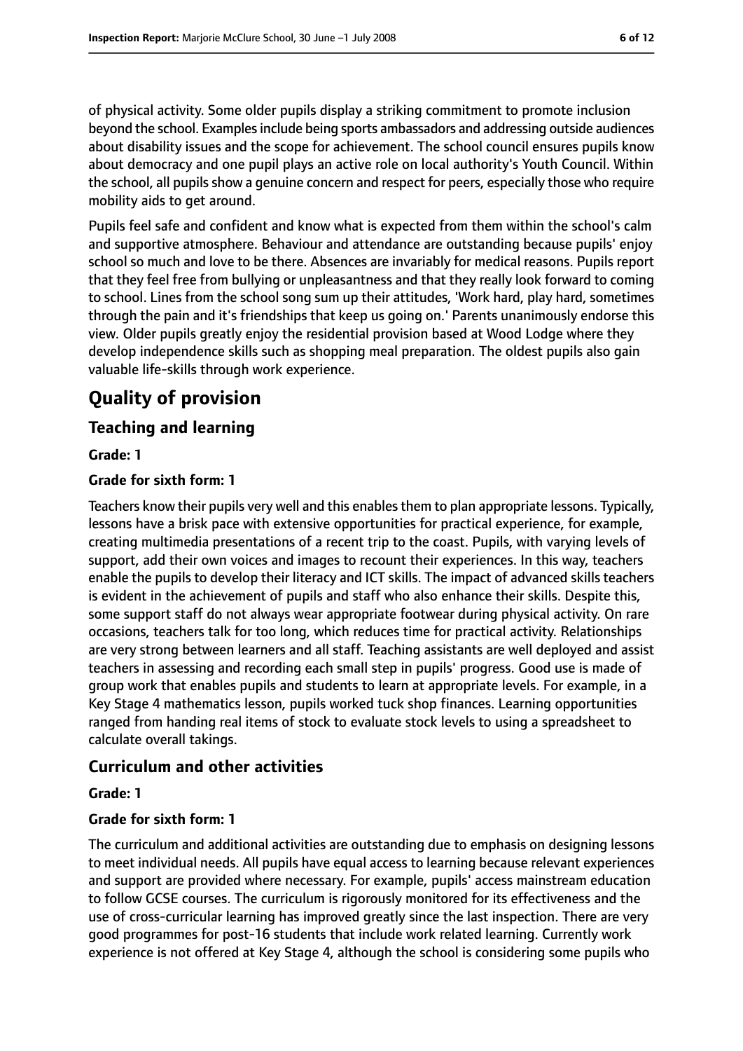of physical activity. Some older pupils display a striking commitment to promote inclusion beyond the school. Examples include being sports ambassadors and addressing outside audiences about disability issues and the scope for achievement. The school council ensures pupils know about democracy and one pupil plays an active role on local authority's Youth Council. Within the school, all pupils show a genuine concern and respect for peers, especially those who require mobility aids to get around.

Pupils feel safe and confident and know what is expected from them within the school's calm and supportive atmosphere. Behaviour and attendance are outstanding because pupils' enjoy school so much and love to be there. Absences are invariably for medical reasons. Pupils report that they feel free from bullying or unpleasantness and that they really look forward to coming to school. Lines from the school song sum up their attitudes, 'Work hard, play hard, sometimes through the pain and it's friendships that keep us going on.' Parents unanimously endorse this view. Older pupils greatly enjoy the residential provision based at Wood Lodge where they develop independence skills such as shopping meal preparation. The oldest pupils also gain valuable life-skills through work experience.

# Quality of provision

## Teaching and learning

**Grade: 1**

**Grade for sixth form: 1**

Teachers know their pupils very well and this enables them to plan appropriate lessons. Typically, lessons have a brisk pace with extensive opportunities for practical experience, for example, creating multimedia presentations of a recent trip to the coast. Pupils, with varying levels of support, add their own voices and images to recount their experiences. In this way, teachers enable the pupils to develop their literacy and ICT skills. The impact of advanced skills teachers is evident in the achievement of pupils and staff who also enhance their skills. Despite this, some support staff do not always wear appropriate footwear during physical activity. On rare occasions, teachers talk for too long, which reduces time for practical activity. Relationships are very strong between learners and all staff. Teaching assistants are well deployed and assist teachers in assessing and recording each small step in pupils' progress. Good use is made of group work that enables pupils and students to learn at appropriate levels. For example, in a Key Stage 4 mathematics lesson, pupils worked tuck shop finances. Learning opportunities ranged from handing real items of stock to evaluate stock levels to using a spreadsheet to calculate overall takings.

## Curriculum and other activities

**Grade: 1**

**Grade for sixth form: 1**

The curriculum and additional activities are outstanding due to emphasis on designing lessons to meet individual needs. All pupils have equal access to learning because relevant experiences and support are provided where necessary. For example, pupils' access mainstream education to follow GCSE courses. The curriculum is rigorously monitored for its effectiveness and the use of cross-curricular learning has improved greatly since the last inspection. There are very good programmes for post-16 students that include work related learning. Currently work experience is not offered at Key Stage 4, although the school is considering some pupils who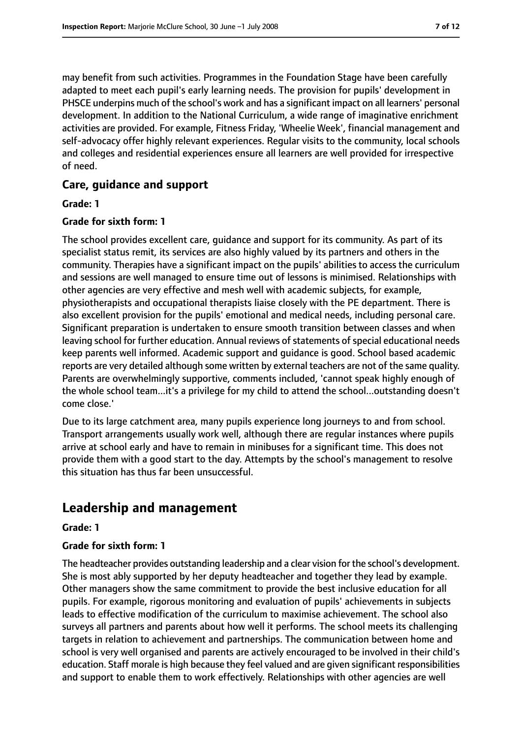may benefit from such activities. Programmes in the Foundation Stage have been carefully adapted to meet each pupil's early learning needs. The provision for pupils' development in PHSCE underpins much of the school's work and has a significant impact on all learners' personal development. In addition to the National Curriculum, a wide range of imaginative enrichment activities are provided. For example, Fitness Friday, 'Wheelie Week', financial management and self-advocacy offer highly relevant experiences. Regular visits to the community, local schools and colleges and residential experiences ensure all learners are well provided for irrespective of need.

### Care, guidance and support

**Grade: 1**

**Grade for sixth form: 1**

The school provides excellent care, guidance and support for its community. As part of its specialist status remit, its services are also highly valued by its partners and others in the community. Therapies have a significant impact on the pupils' abilities to access the curriculum and sessions are well managed to ensure time out of lessons is minimised. Relationships with other agencies are very effective and mesh well with academic subjects, for example, physiotherapists and occupational therapists liaise closely with the PE department. There is also excellent provision for the pupils' emotional and medical needs, including personal care. Significant preparation is undertaken to ensure smooth transition between classes and when leaving school for further education. Annual reviews of statements of special educational needs keep parents well informed. Academic support and guidance is good. School based academic reports are very detailed although some written by external teachers are not of the same quality. Parents are overwhelmingly supportive, comments included, 'cannot speak highly enough of the whole school team...it's a privilege for my child to attend the school...outstanding doesn't come close.'

Due to its large catchment area, many pupils experience long journeys to and from school. Transport arrangements usually work well, although there are regular instances where pupils arrive at school early and have to remain in minibuses for a significant time. This does not provide them with a good start to the day. Attempts by the school's management to resolve this situation has thus far been unsuccessful.

## Leadership and management

**Grade: 1**

**Grade for sixth form: 1**

The headteacher provides outstanding leadership and a clear vision for the school's development. She is most ably supported by her deputy headteacher and together they lead by example. Other managers show the same commitment to provide the best inclusive education for all pupils. For example, rigorous monitoring and evaluation of pupils' achievements in subjects leads to effective modification of the curriculum to maximise achievement. The school also surveys all partners and parents about how well it performs. The school meets its challenging targets in relation to achievement and partnerships. The communication between home and school is very well organised and parents are actively encouraged to be involved in their child's education. Staff morale is high because they feel valued and are given significant responsibilities and support to enable them to work effectively. Relationships with other agencies are well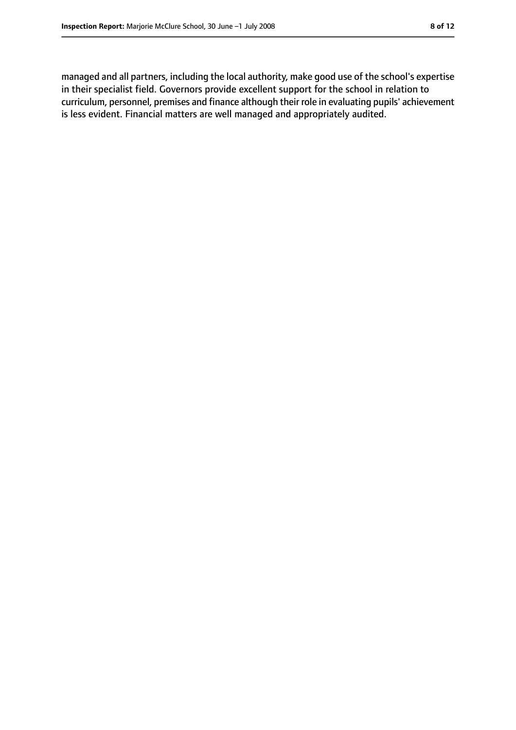managed and all partners, including the local authority, make good use of the school's expertise in their specialist field. Governors provide excellent support for the school in relation to curriculum, personnel, premises and finance although their role in evaluating pupils' achievement is less evident. Financial matters are well managed and appropriately audited.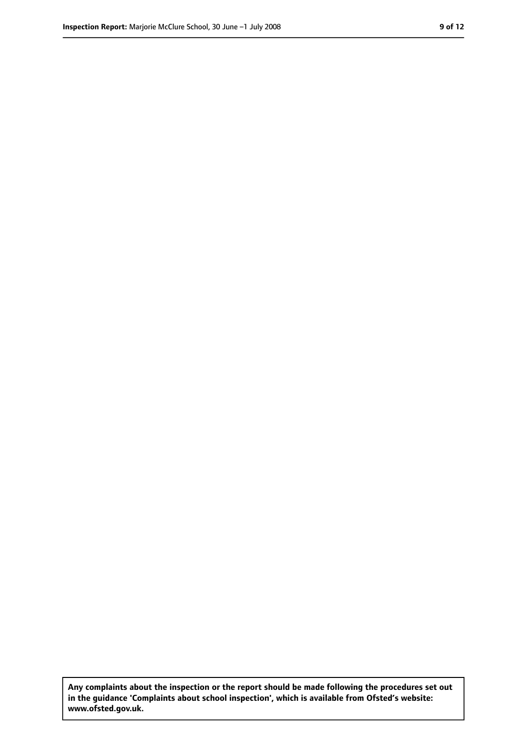**Any complaints about the inspection or the report should be made following the procedures set out in the guidance 'Complaints about school inspection', which is available from Ofsted's website: www.ofsted.gov.uk.**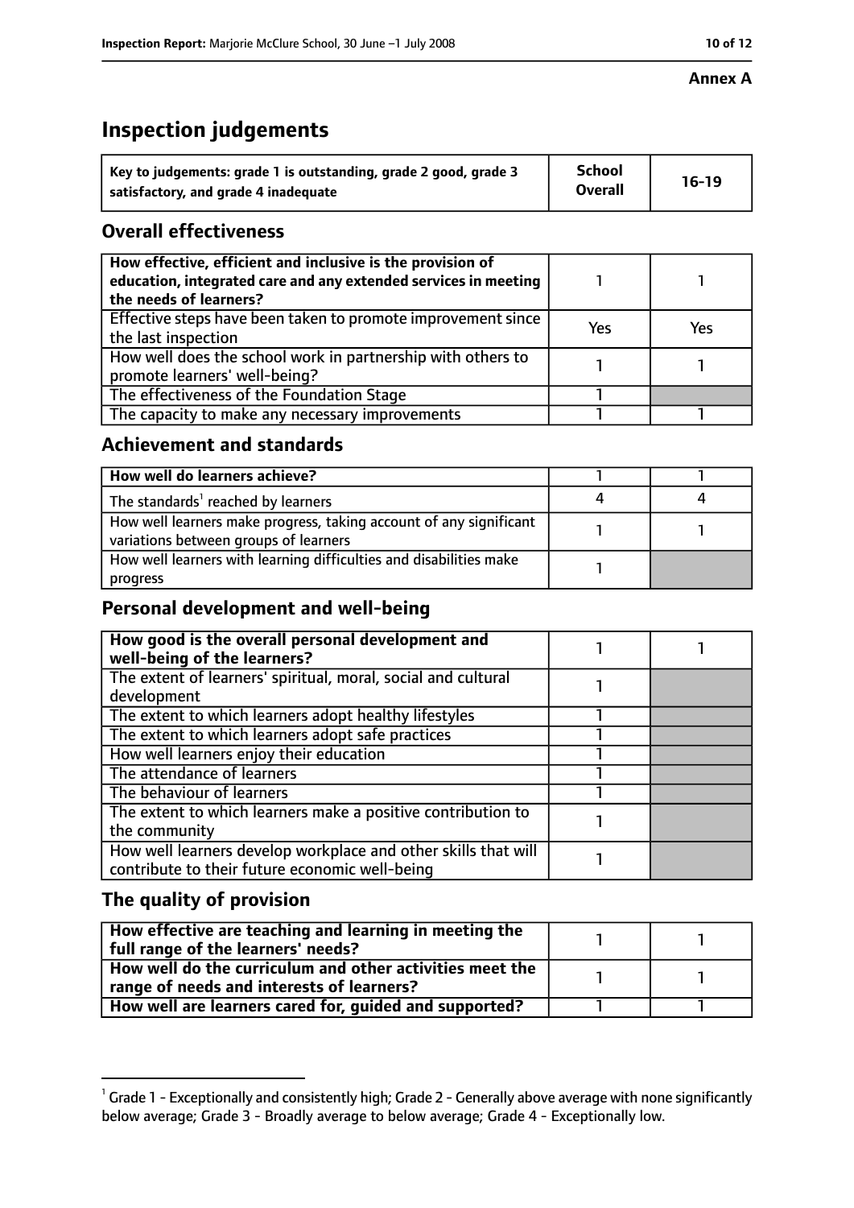**Annex A**

# Inspection judgements

| Key to judgements: grade 1 is outstanding, grade 2 good, grade 3 satisfactory, and grade 4 inadequate | School Overall | 16-19 |
|---|---|---|

## Overall effectiveness

| | | |
|---|---|---|
| How effective, efficient and inclusive is the provision of education, integrated care and any extended services in meeting the needs of learners? | 1 | 1 |
| Effective steps have been taken to promote improvement since the last inspection | Yes | Yes |
| How well does the school work in partnership with others to promote learners' well-being? | 1 | 1 |
| The effectiveness of the Foundation Stage | 1 | |
| The capacity to make any necessary improvements | 1 | 1 |

## Achievement and standards

| | | |
|---|---|---|
| How well do learners achieve? | 1 | 1 |
| The standards[1] reached by learners | 4 | 4 |
| How well learners make progress, taking account of any significant variations between groups of learners | 1 | 1 |
| How well learners with learning difficulties and disabilities make progress | 1 | |

## Personal development and well-being

| | | |
|---|---|---|
| **How good is the overall personal development and well-being of the learners?** | 1 | 1 |
| The extent of learners' spiritual, moral, social and cultural development | 1 | |
| The extent to which learners adopt healthy lifestyles | 1 | |
| The extent to which learners adopt safe practices | 1 | |
| How well learners enjoy their education | 1 | |
| The attendance of learners | 1 | |
| The behaviour of learners | 1 | |
| The extent to which learners make a positive contribution to the community | 1 | |
| How well learners develop workplace and other skills that will contribute to their future economic well-being | 1 | |

## The quality of provision

| | | |
|---|---|---|
| **How effective are teaching and learning in meeting the full range of the learners' needs?** | 1 | 1 |
| **How well do the curriculum and other activities meet the range of needs and interests of learners?** | 1 | 1 |
| **How well are learners cared for, guided and supported?** | 1 | 1 |

[1] Grade 1 - Exceptionally and consistently high; Grade 2 - Generally above average with none significantly below average; Grade 3 - Broadly average to below average; Grade 4 - Exceptionally low.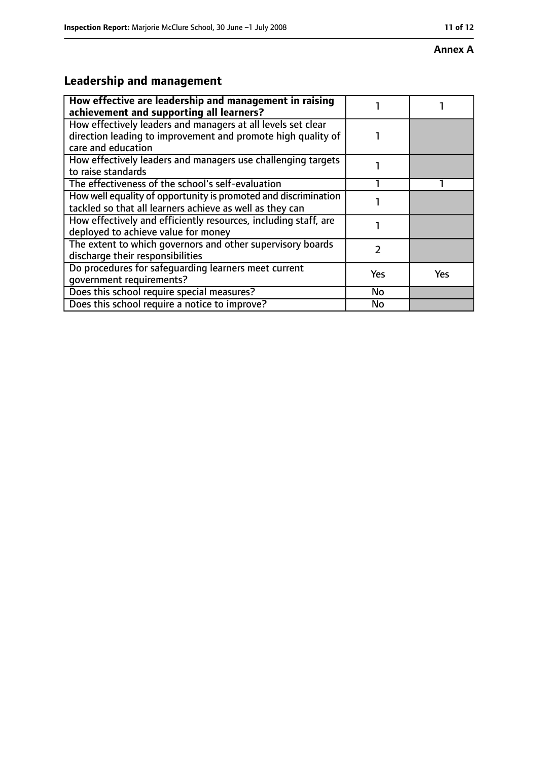**Annex A**

## Leadership and management

| How effective are leadership and management in raising achievement and supporting all learners? | 1 | 1 |
|---|---|---|
| How effectively leaders and managers at all levels set clear direction leading to improvement and promote high quality of care and education | 1 | |
| How effectively leaders and managers use challenging targets to raise standards | 1 | |
| The effectiveness of the school's self-evaluation | 1 | 1 |
| How well equality of opportunity is promoted and discrimination tackled so that all learners achieve as well as they can | 1 | |
| How effectively and efficiently resources, including staff, are deployed to achieve value for money | 1 | |
| The extent to which governors and other supervisory boards discharge their responsibilities | 2 | |
| Do procedures for safeguarding learners meet current government requirements? | Yes | Yes |
| Does this school require special measures? | No | |
| Does this school require a notice to improve? | No | |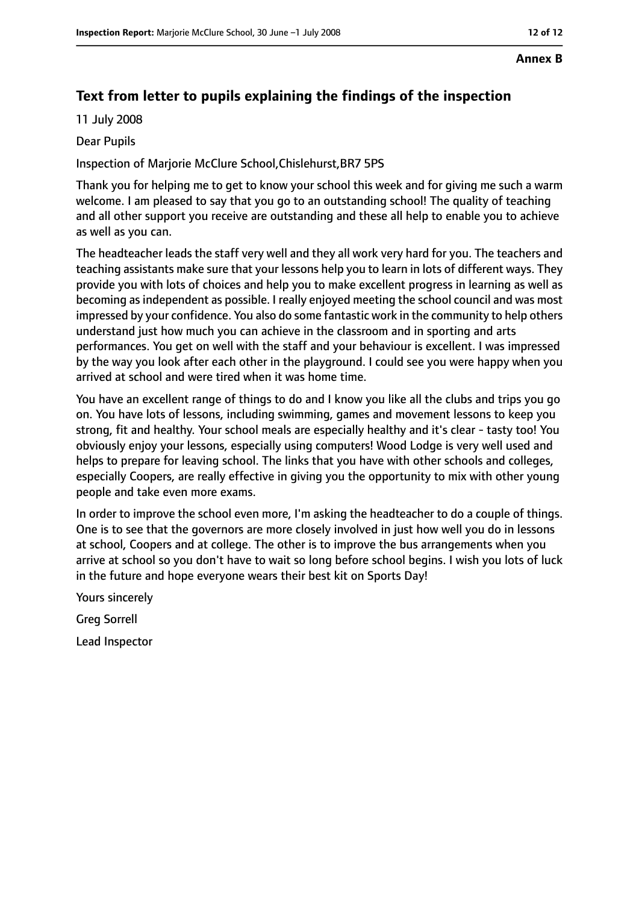**Annex B**

## Text from letter to pupils explaining the findings of the inspection

11 July 2008

Dear Pupils

Inspection of Marjorie McClure School,Chislehurst,BR7 5PS

Thank you for helping me to get to know your school this week and for giving me such a warm welcome. I am pleased to say that you go to an outstanding school! The quality of teaching and all other support you receive are outstanding and these all help to enable you to achieve as well as you can.

The headteacher leads the staff very well and they all work very hard for you. The teachers and teaching assistants make sure that your lessons help you to learn in lots of different ways. They provide you with lots of choices and help you to make excellent progress in learning as well as becoming as independent as possible. I really enjoyed meeting the school council and was most impressed by your confidence. You also do some fantastic work in the community to help others understand just how much you can achieve in the classroom and in sporting and arts performances. You get on well with the staff and your behaviour is excellent. I was impressed by the way you look after each other in the playground. I could see you were happy when you arrived at school and were tired when it was home time.

You have an excellent range of things to do and I know you like all the clubs and trips you go on. You have lots of lessons, including swimming, games and movement lessons to keep you strong, fit and healthy. Your school meals are especially healthy and it's clear - tasty too! You obviously enjoy your lessons, especially using computers! Wood Lodge is very well used and helps to prepare for leaving school. The links that you have with other schools and colleges, especially Coopers, are really effective in giving you the opportunity to mix with other young people and take even more exams.

In order to improve the school even more, I'm asking the headteacher to do a couple of things. One is to see that the governors are more closely involved in just how well you do in lessons at school, Coopers and at college. The other is to improve the bus arrangements when you arrive at school so you don't have to wait so long before school begins. I wish you lots of luck in the future and hope everyone wears their best kit on Sports Day!

Yours sincerely

Greg Sorrell

Lead Inspector